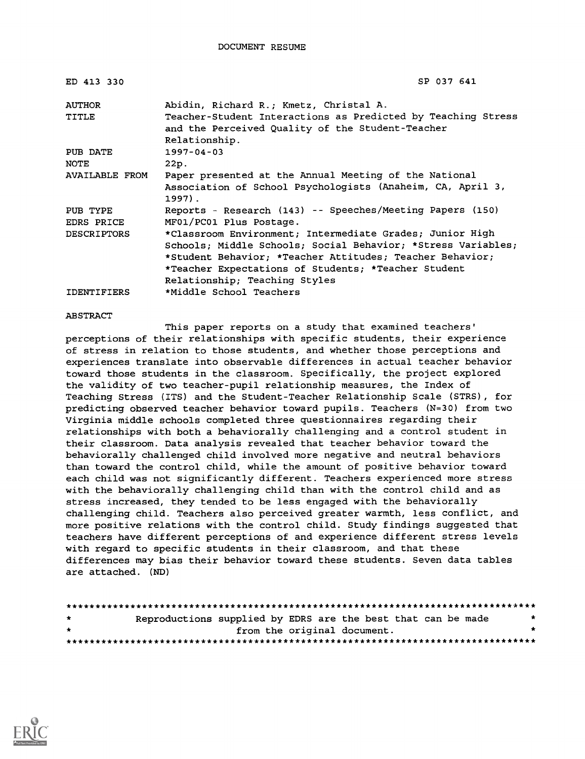DOCUMENT RESUME

| ED 413 330 | SP 037 641 |
|---|---|
| AUTHOR | Abidin, Richard R.; Kmetz, Christal A. |
| TITLE | Teacher-Student Interactions as Predicted by Teaching Stress and the Perceived Quality of the Student-Teacher Relationship. |
| PUB DATE | 1997-04-03 |
| NOTE | 22p. |
| AVAILABLE FROM | Paper presented at the Annual Meeting of the National Association of School Psychologists (Anaheim, CA, April 3, 1997). |
| PUB TYPE | Reports - Research (143) -- Speeches/Meeting Papers (150) |
| EDRS PRICE | MF01/PC01 Plus Postage. |
| DESCRIPTORS | *Classroom Environment; Intermediate Grades; Junior High Schools; Middle Schools; Social Behavior; *Stress Variables; *Student Behavior; *Teacher Attitudes; Teacher Behavior; *Teacher Expectations of Students; *Teacher Student Relationship; Teaching Styles |
| IDENTIFIERS | *Middle School Teachers |

ABSTRACT

This paper reports on a study that examined teachers' perceptions of their relationships with specific students, their experience of stress in relation to those students, and whether those perceptions and experiences translate into observable differences in actual teacher behavior toward those students in the classroom. Specifically, the project explored the validity of two teacher-pupil relationship measures, the Index of Teaching Stress (ITS) and the Student-Teacher Relationship Scale (STRS), for predicting observed teacher behavior toward pupils. Teachers (N=30) from two Virginia middle schools completed three questionnaires regarding their relationships with both a behaviorally challenging and a control student in their classroom. Data analysis revealed that teacher behavior toward the behaviorally challenged child involved more negative and neutral behaviors than toward the control child, while the amount of positive behavior toward each child was not significantly different. Teachers experienced more stress with the behaviorally challenging child than with the control child and as stress increased, they tended to be less engaged with the behaviorally challenging child. Teachers also perceived greater warmth, less conflict, and more positive relations with the control child. Study findings suggested that teachers have different perceptions of and experience different stress levels with regard to specific students in their classroom, and that these differences may bias their behavior toward these students. Seven data tables are attached. (ND)

********************************************************************************
* Reproductions supplied by EDRS are the best that can be made *
* from the original document. *
********************************************************************************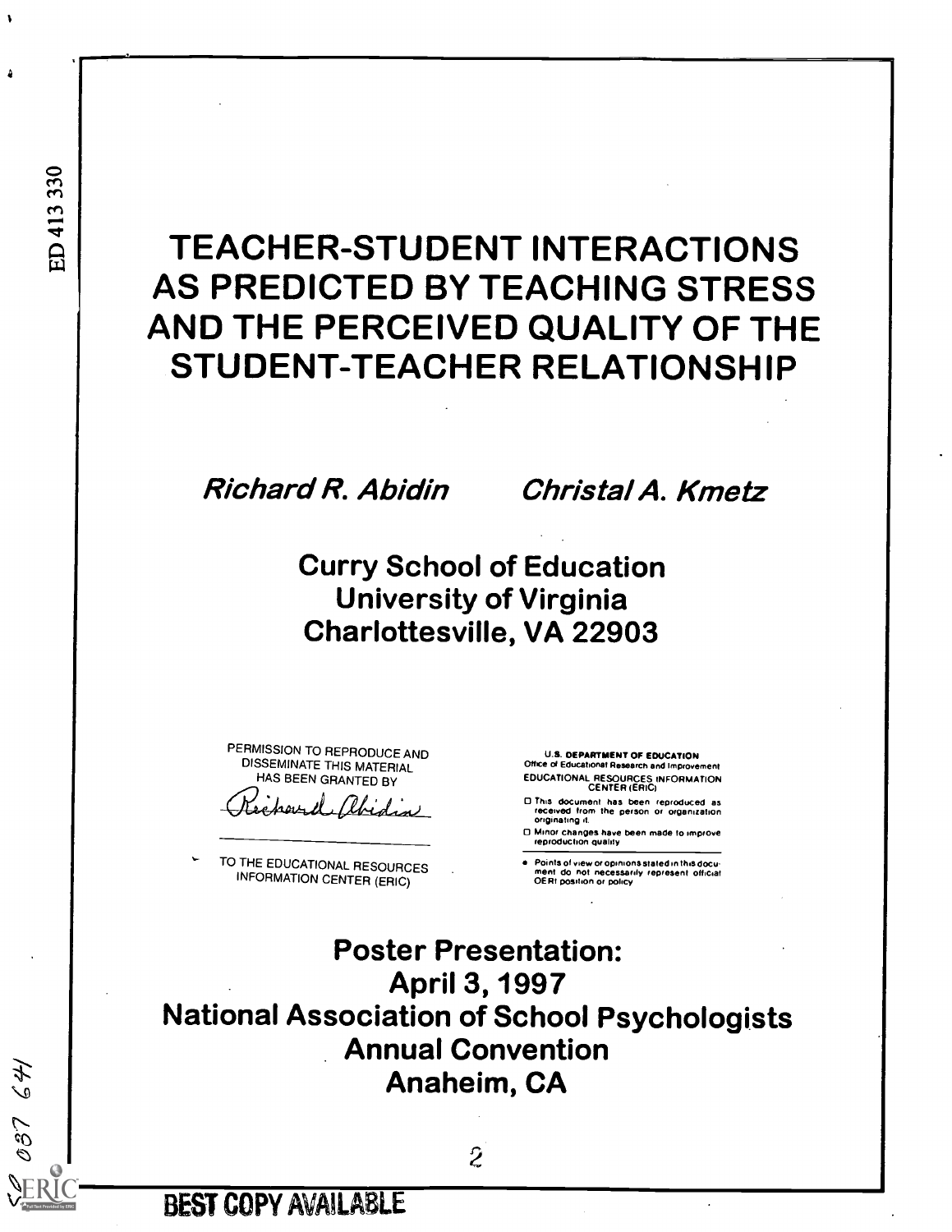# TEACHER-STUDENT INTERACTIONS AS PREDICTED BY TEACHING STRESS AND THE PERCEIVED QUALITY OF THE STUDENT-TEACHER RELATIONSHIP

*Richard R. Abidin* *Christal A. Kmetz*

**Curry School of Education**
**University of Virginia**
**Charlottesville, VA 22903**

PERMISSION TO REPRODUCE AND DISSEMINATE THIS MATERIAL HAS BEEN GRANTED BY

Richard Abidin

TO THE EDUCATIONAL RESOURCES INFORMATION CENTER (ERIC)

U.S. DEPARTMENT OF EDUCATION
Office of Educational Research and Improvement
EDUCATIONAL RESOURCES INFORMATION CENTER (ERIC)

- This document has been reproduced as received from the person or organization originating it.
- Minor changes have been made to improve reproduction quality.
- Points of view or opinions stated in this document do not necessarily represent official OERI position or policy

**Poster Presentation:**
**April 3, 1997**
**National Association of School Psychologists Annual Convention**
**Anaheim, CA**

BEST COPY AVAILABLE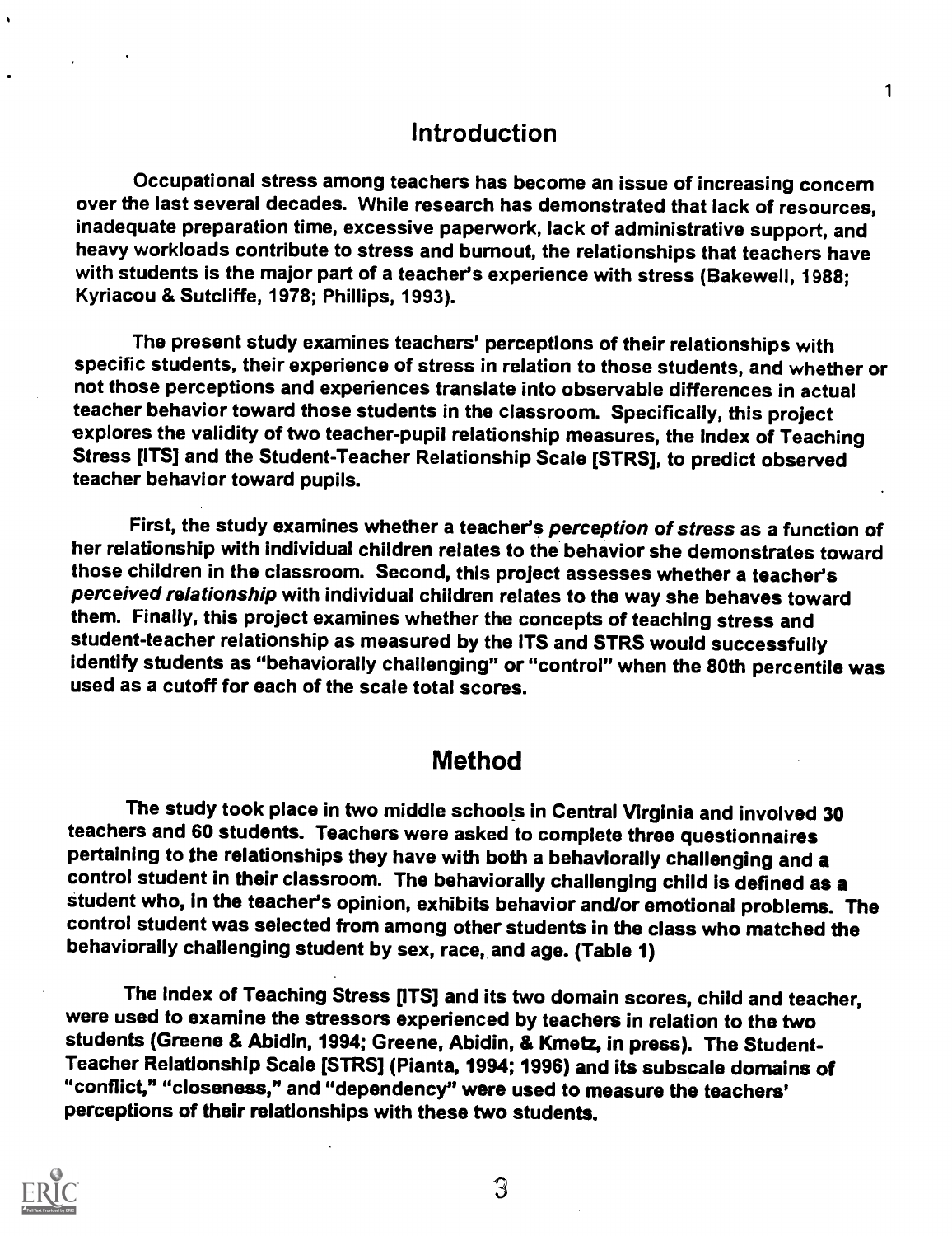## Introduction

Occupational stress among teachers has become an issue of increasing concern over the last several decades. While research has demonstrated that lack of resources, inadequate preparation time, excessive paperwork, lack of administrative support, and heavy workloads contribute to stress and burnout, the relationships that teachers have with students is the major part of a teacher's experience with stress (Bakewell, 1988; Kyriacou & Sutcliffe, 1978; Phillips, 1993).

The present study examines teachers' perceptions of their relationships with specific students, their experience of stress in relation to those students, and whether or not those perceptions and experiences translate into observable differences in actual teacher behavior toward those students in the classroom. Specifically, this project explores the validity of two teacher-pupil relationship measures, the Index of Teaching Stress [ITS] and the Student-Teacher Relationship Scale [STRS], to predict observed teacher behavior toward pupils.

First, the study examines whether a teacher's *perception of stress* as a function of her relationship with individual children relates to the behavior she demonstrates toward those children in the classroom. Second, this project assesses whether a teacher's *perceived relationship* with individual children relates to the way she behaves toward them. Finally, this project examines whether the concepts of teaching stress and student-teacher relationship as measured by the ITS and STRS would successfully identify students as "behaviorally challenging" or "control" when the 80th percentile was used as a cutoff for each of the scale total scores.

## Method

The study took place in two middle schools in Central Virginia and involved 30 teachers and 60 students. Teachers were asked to complete three questionnaires pertaining to the relationships they have with both a behaviorally challenging and a control student in their classroom. The behaviorally challenging child is defined as a student who, in the teacher's opinion, exhibits behavior and/or emotional problems. The control student was selected from among other students in the class who matched the behaviorally challenging student by sex, race, and age. (Table 1)

The Index of Teaching Stress [ITS] and its two domain scores, child and teacher, were used to examine the stressors experienced by teachers in relation to the two students (Greene & Abidin, 1994; Greene, Abidin, & Kmetz, in press). The Student-Teacher Relationship Scale [STRS] (Pianta, 1994; 1996) and its subscale domains of "conflict," "closeness," and "dependency" were used to measure the teachers' perceptions of their relationships with these two students.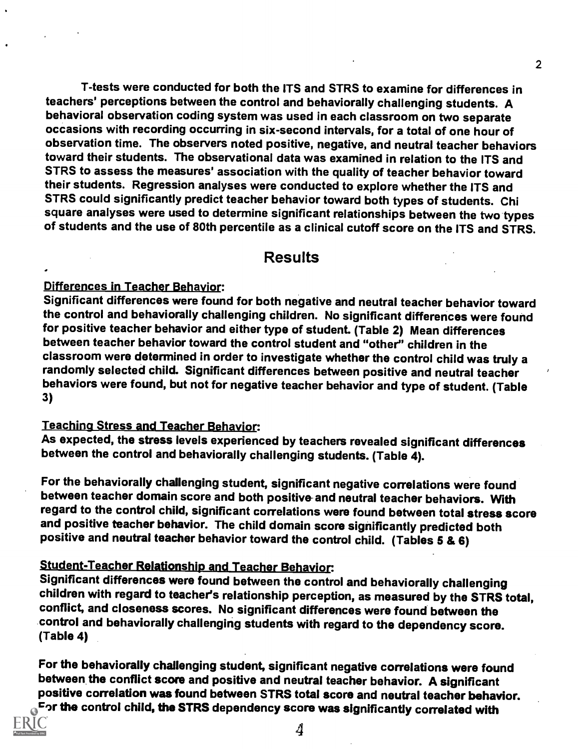T-tests were conducted for both the ITS and STRS to examine for differences in teachers' perceptions between the control and behaviorally challenging students. A behavioral observation coding system was used in each classroom on two separate occasions with recording occurring in six-second intervals, for a total of one hour of observation time. The observers noted positive, negative, and neutral teacher behaviors toward their students. The observational data was examined in relation to the ITS and STRS to assess the measures' association with the quality of teacher behavior toward their students. Regression analyses were conducted to explore whether the ITS and STRS could significantly predict teacher behavior toward both types of students. Chi square analyses were used to determine significant relationships between the two types of students and the use of 80th percentile as a clinical cutoff score on the ITS and STRS.

## Results

Differences in Teacher Behavior:

Significant differences were found for both negative and neutral teacher behavior toward the control and behaviorally challenging children. No significant differences were found for positive teacher behavior and either type of student. (Table 2) Mean differences between teacher behavior toward the control student and "other" children in the classroom were determined in order to investigate whether the control child was truly a randomly selected child. Significant differences between positive and neutral teacher behaviors were found, but not for negative teacher behavior and type of student. (Table 3)

Teaching Stress and Teacher Behavior:

As expected, the stress levels experienced by teachers revealed significant differences between the control and behaviorally challenging students. (Table 4).

For the behaviorally challenging student, significant negative correlations were found between teacher domain score and both positive and neutral teacher behaviors. With regard to the control child, significant correlations were found between total stress score and positive teacher behavior. The child domain score significantly predicted both positive and neutral teacher behavior toward the control child. (Tables 5 & 6)

Student-Teacher Relationship and Teacher Behavior:

Significant differences were found between the control and behaviorally challenging children with regard to teacher's relationship perception, as measured by the STRS total, conflict, and closeness scores. No significant differences were found between the control and behaviorally challenging students with regard to the dependency score. (Table 4)

For the behaviorally challenging student, significant negative correlations were found between the conflict score and positive and neutral teacher behavior. A significant positive correlation was found between STRS total score and neutral teacher behavior. For the control child, the STRS dependency score was significantly correlated with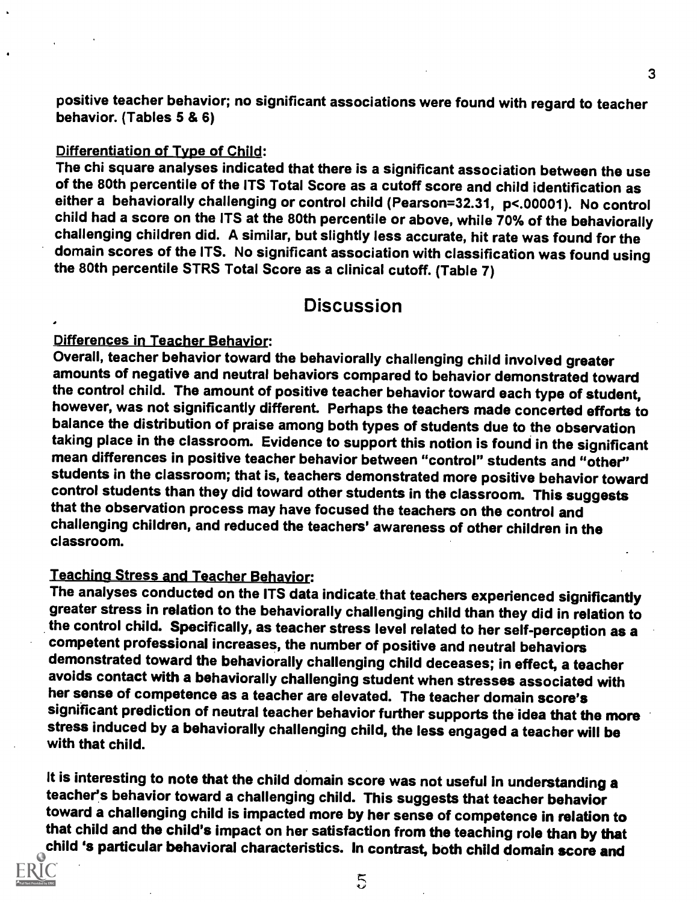positive teacher behavior; no significant associations were found with regard to teacher behavior. (Tables 5 & 6)

Differentiation of Type of Child:

The chi square analyses indicated that there is a significant association between the use of the 80th percentile of the ITS Total Score as a cutoff score and child identification as either a behaviorally challenging or control child (Pearson=32.31, $p<.00001$). No control child had a score on the ITS at the 80th percentile or above, while 70% of the behaviorally challenging children did. A similar, but slightly less accurate, hit rate was found for the domain scores of the ITS. No significant association with classification was found using the 80th percentile STRS Total Score as a clinical cutoff. (Table 7)

## Discussion

Differences in Teacher Behavior:

Overall, teacher behavior toward the behaviorally challenging child involved greater amounts of negative and neutral behaviors compared to behavior demonstrated toward the control child. The amount of positive teacher behavior toward each type of student, however, was not significantly different. Perhaps the teachers made concerted efforts to balance the distribution of praise among both types of students due to the observation taking place in the classroom. Evidence to support this notion is found in the significant mean differences in positive teacher behavior between "control" students and "other" students in the classroom; that is, teachers demonstrated more positive behavior toward control students than they did toward other students in the classroom. This suggests that the observation process may have focused the teachers on the control and challenging children, and reduced the teachers' awareness of other children in the classroom.

Teaching Stress and Teacher Behavior:

The analyses conducted on the ITS data indicate that teachers experienced significantly greater stress in relation to the behaviorally challenging child than they did in relation to the control child. Specifically, as teacher stress level related to her self-perception as a competent professional increases, the number of positive and neutral behaviors demonstrated toward the behaviorally challenging child deceases; in effect, a teacher avoids contact with a behaviorally challenging student when stresses associated with her sense of competence as a teacher are elevated. The teacher domain score's significant prediction of neutral teacher behavior further supports the idea that the more stress induced by a behaviorally challenging child, the less engaged a teacher will be with that child.

It is interesting to note that the child domain score was not useful in understanding a teacher's behavior toward a challenging child. This suggests that teacher behavior toward a challenging child is impacted more by her sense of competence in relation to that child and the child's impact on her satisfaction from the teaching role than by that child 's particular behavioral characteristics. In contrast, both child domain score and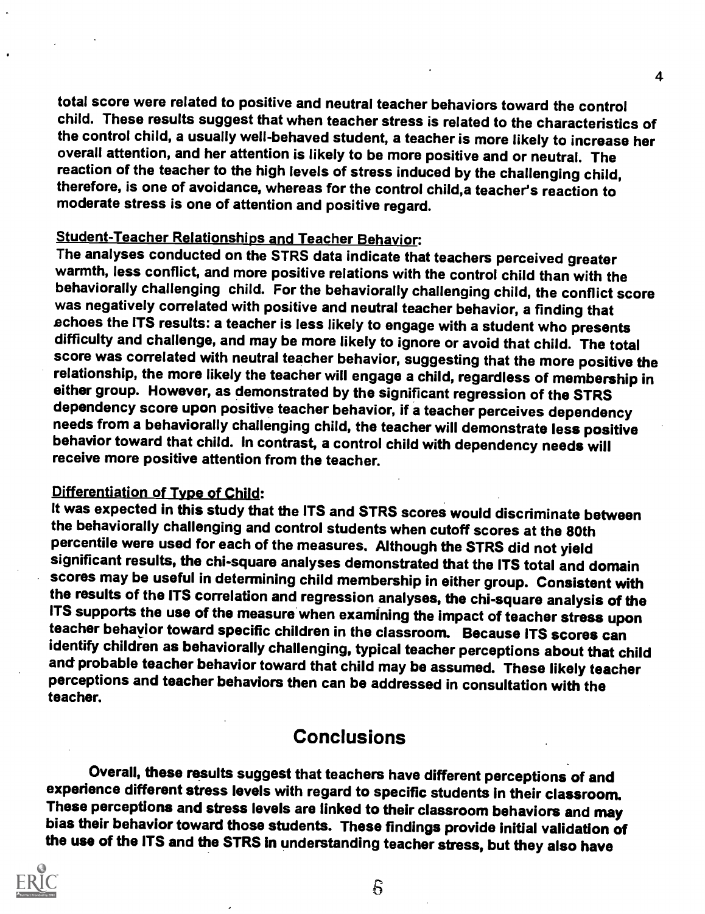total score were related to positive and neutral teacher behaviors toward the control child. These results suggest that when teacher stress is related to the characteristics of the control child, a usually well-behaved student, a teacher is more likely to increase her overall attention, and her attention is likely to be more positive and or neutral. The reaction of the teacher to the high levels of stress induced by the challenging child, therefore, is one of avoidance, whereas for the control child,a teacher's reaction to moderate stress is one of attention and positive regard.

<u>Student-Teacher Relationships and Teacher Behavior</u>:
The analyses conducted on the STRS data indicate that teachers perceived greater warmth, less conflict, and more positive relations with the control child than with the behaviorally challenging child. For the behaviorally challenging child, the conflict score was negatively correlated with positive and neutral teacher behavior, a finding that echoes the ITS results: a teacher is less likely to engage with a student who presents difficulty and challenge, and may be more likely to ignore or avoid that child. The total score was correlated with neutral teacher behavior, suggesting that the more positive the relationship, the more likely the teacher will engage a child, regardless of membership in either group. However, as demonstrated by the significant regression of the STRS dependency score upon positive teacher behavior, if a teacher perceives dependency needs from a behaviorally challenging child, the teacher will demonstrate less positive behavior toward that child. In contrast, a control child with dependency needs will receive more positive attention from the teacher.

<u>Differentiation of Type of Child</u>:
It was expected in this study that the ITS and STRS scores would discriminate between the behaviorally challenging and control students when cutoff scores at the 80th percentile were used for each of the measures. Although the STRS did not yield significant results, the chi-square analyses demonstrated that the ITS total and domain scores may be useful in determining child membership in either group. Consistent with the results of the ITS correlation and regression analyses, the chi-square analysis of the ITS supports the use of the measure when examining the impact of teacher stress upon teacher behavior toward specific children in the classroom. Because ITS scores can identify children as behaviorally challenging, typical teacher perceptions about that child and probable teacher behavior toward that child may be assumed. These likely teacher perceptions and teacher behaviors then can be addressed in consultation with the teacher.

## Conclusions

Overall, these results suggest that teachers have different perceptions of and experience different stress levels with regard to specific students in their classroom. These perceptions and stress levels are linked to their classroom behaviors and may bias their behavior toward those students. These findings provide initial validation of the use of the ITS and the STRS in understanding teacher stress, but they also have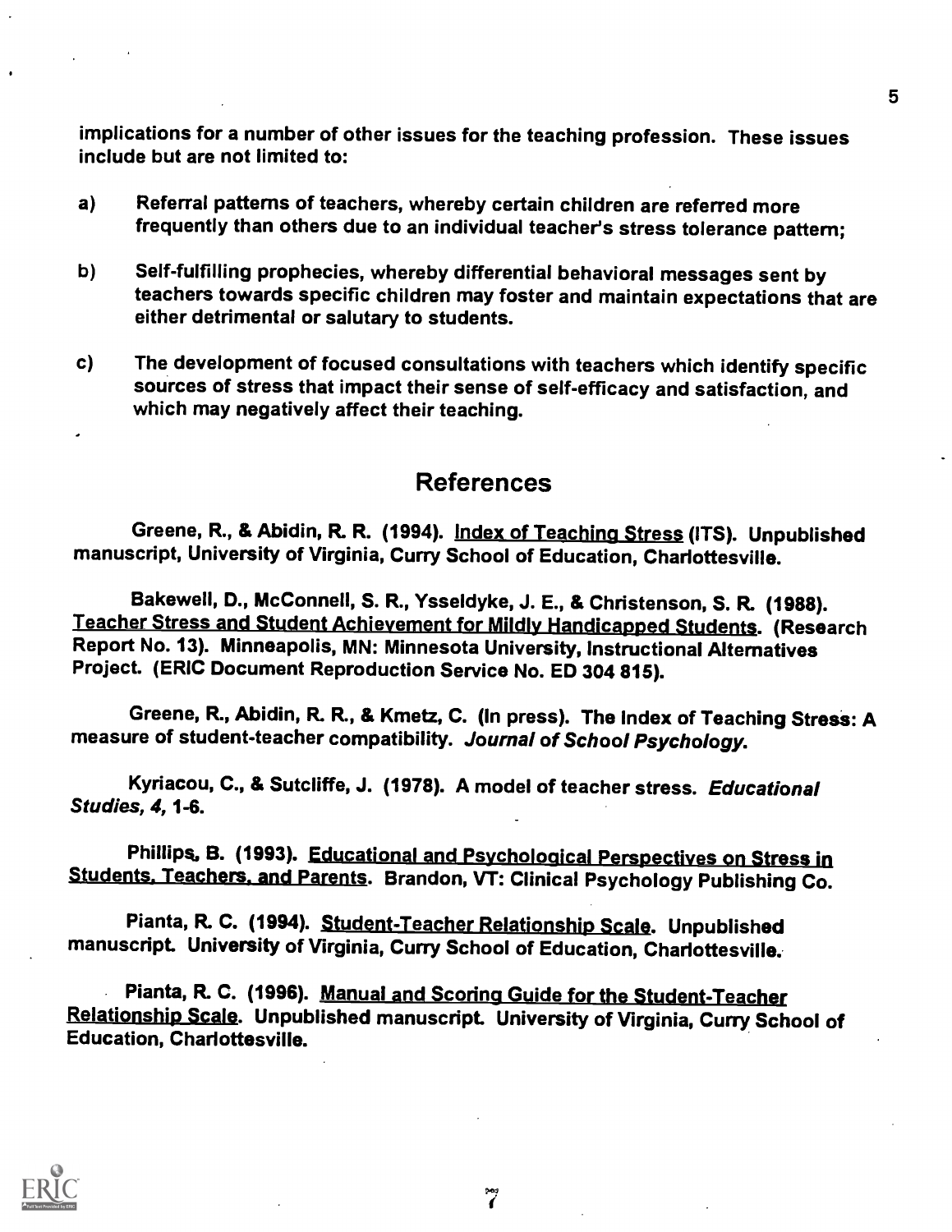implications for a number of other issues for the teaching profession. These issues include but are not limited to:

a) Referral patterns of teachers, whereby certain children are referred more frequently than others due to an individual teacher's stress tolerance pattern;

b) Self-fulfilling prophecies, whereby differential behavioral messages sent by teachers towards specific children may foster and maintain expectations that are either detrimental or salutary to students.

c) The development of focused consultations with teachers which identify specific sources of stress that impact their sense of self-efficacy and satisfaction, and which may negatively affect their teaching.

## References

Greene, R., & Abidin, R. R. (1994). Index of Teaching Stress (ITS). Unpublished manuscript, University of Virginia, Curry School of Education, Charlottesville.

Bakewell, D., McConnell, S. R., Ysseldyke, J. E., & Christenson, S. R. (1988). Teacher Stress and Student Achievement for Mildly Handicapped Students. (Research Report No. 13). Minneapolis, MN: Minnesota University, Instructional Alternatives Project. (ERIC Document Reproduction Service No. ED 304 815).

Greene, R., Abidin, R. R., & Kmetz, C. (In press). The Index of Teaching Stress: A measure of student-teacher compatibility. *Journal of School Psychology.*

Kyriacou, C., & Sutcliffe, J. (1978). A model of teacher stress. *Educational Studies, 4,* 1-6.

Phillips, B. (1993). Educational and Psychological Perspectives on Stress in Students, Teachers, and Parents. Brandon, VT: Clinical Psychology Publishing Co.

Pianta, R. C. (1994). Student-Teacher Relationship Scale. Unpublished manuscript. University of Virginia, Curry School of Education, Charlottesville.

Pianta, R. C. (1996). Manual and Scoring Guide for the Student-Teacher Relationship Scale. Unpublished manuscript. University of Virginia, Curry School of Education, Charlottesville.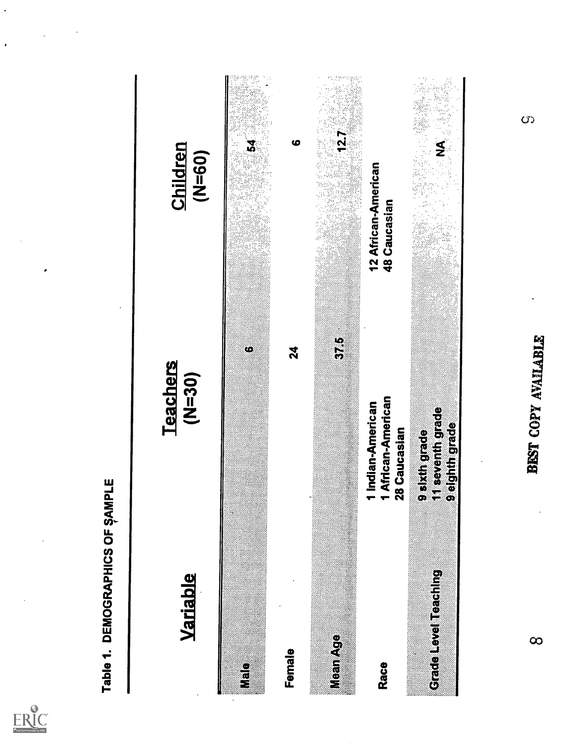Table 1. DEMOGRAPHICS OF SAMPLE

| Variable | Teachers (N=30) | Children (N=60) |
|---|---|---|
| Male | 6 | 54 |
| Female | 24 | 6 |
| Mean Age | 37.5 | 12.7 |
| Race | 1 Indian-American<br>1 African-American<br>28 Caucasian | 12 African-American<br>48 Caucasian |
| Grade Level Teaching | 9 sixth grade<br>11 seventh grade<br>9 eighth grade | NA |

BEST COPY AVAILABLE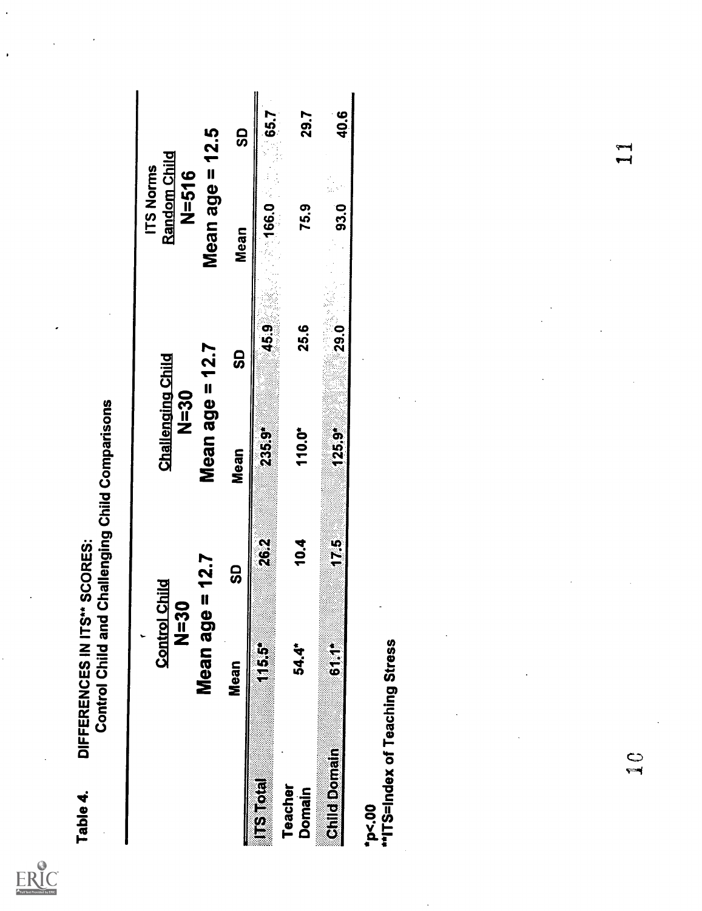Table 4. DIFFERENCES IN ITS** SCORES:
Control Child and Challenging Child Comparisons

| | Control Child N=30 Mean age = 12.7 | | Challenging Child N=30 Mean age = 12.7 | | ITS Norms Random Child N=516 Mean age = 12.5 | |
|---|---|---|---|---|---|---|
| | Mean | SD | Mean | SD | Mean | SD |
| ITS Total | 115.5* | 26.2 | 235.9* | 45.9 | 166.0 | 65.7 |
| Teacher Domain | 54.4* | 10.4 | 110.0* | 25.6 | 75.9 | 29.7 |
| Child Domain | 61.1* | 17.5 | 125.9* | 29.0 | 93.0 | 40.6 |

*$p < .00$
**ITS=Index of Teaching Stress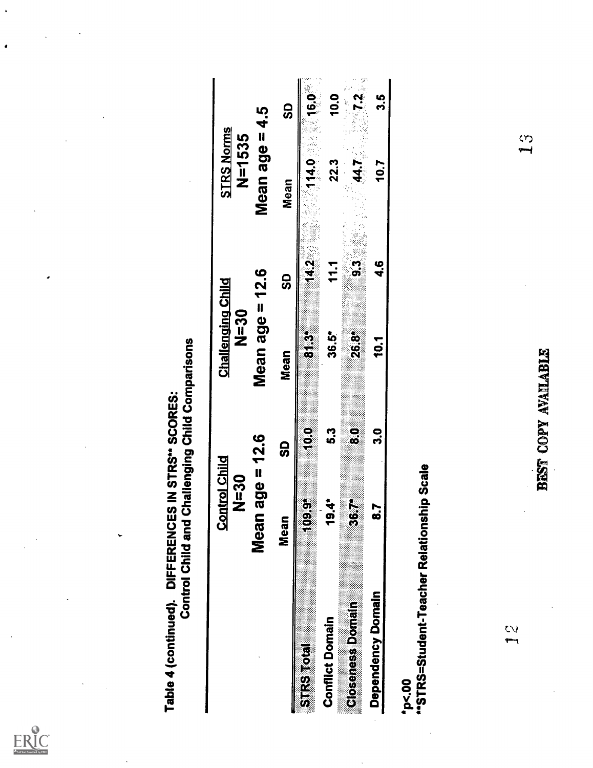Table 4 (continued). DIFFERENCES IN STRS** SCORES:
Control Child and Challenging Child Comparisons

| | Control Child N=30 Mean age = 12.6 | | Challenging Child N=30 Mean age = 12.6 | | STRS Norms N=1535 Mean age = 4.5 | |
|---|---|---|---|---|---|---|
| | Mean | SD | Mean | SD | Mean | SD |
| STRS Total | 109.9* | 10.0 | 81.3* | 14.2 | 114.0 | 16.0 |
| Conflict Domain | 19.4* | 5.3 | 36.5* | 11.1 | 22.3 | 10.0 |
| Closeness Domain | 36.7* | 8.0 | 26.8* | 9.3 | 44.7 | 7.2 |
| Dependency Domain | 8.7 | 3.0 | 10.1 | 4.6 | 10.7 | 3.5 |

*p<.00
**STRS=Student-Teacher Relationship Scale

BEST COPY AVAILABLE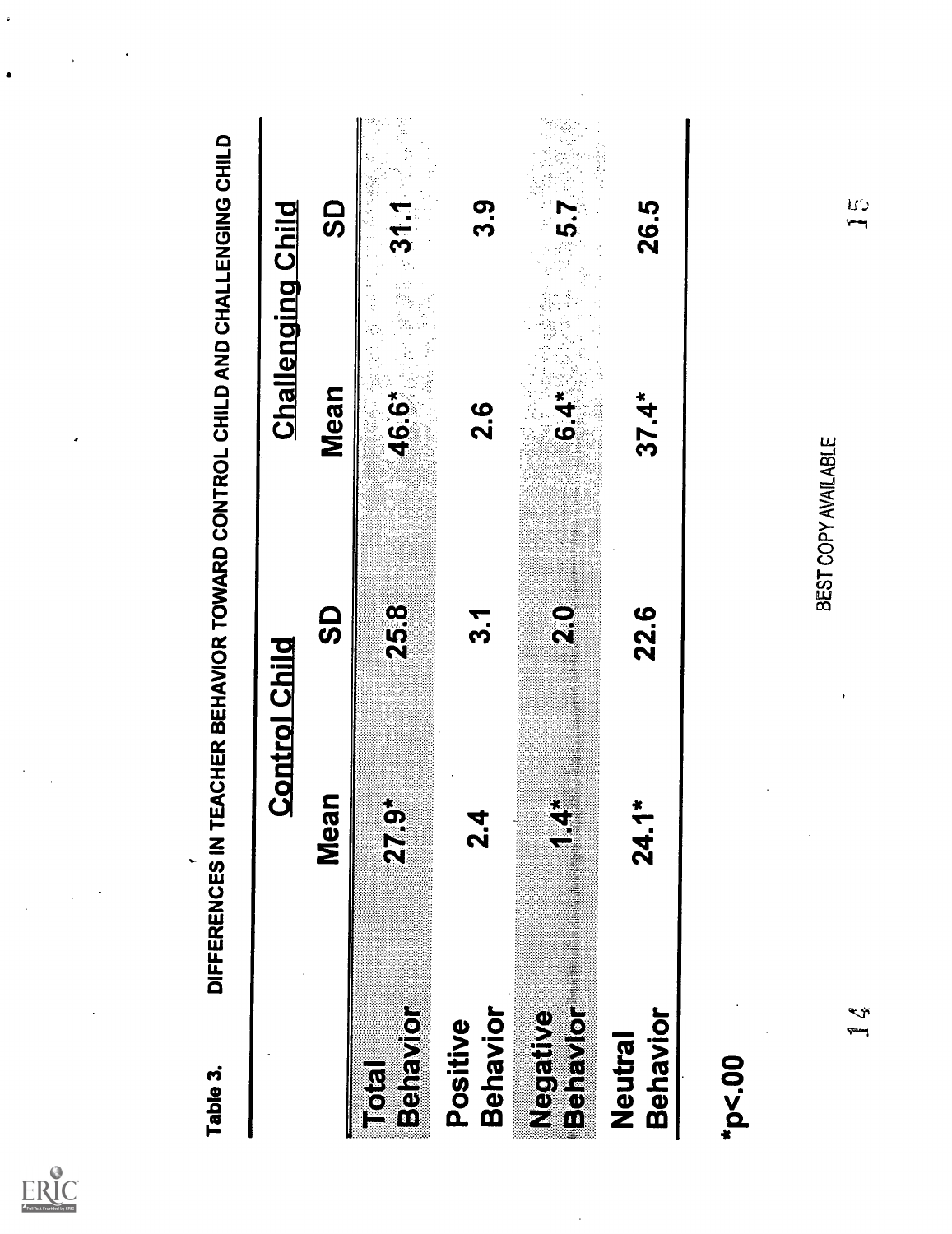Table 3. DIFFERENCES IN TEACHER BEHAVIOR TOWARD CONTROL CHILD AND CHALLENGING CHILD

| | Control Child | | Challenging Child | |
|---|---|---|---|---|
| | Mean | SD | Mean | SD |
| Total Behavior | 27.9* | 25.8 | 46.6* | 31.1 |
| Positive Behavior | 2.4 | 3.1 | 2.6 | 3.9 |
| Negative Behavior | 1.4* | 2.0 | 6.4* | 5.7 |
| Neutral Behavior | 24.1* | 22.6 | 37.4* | 26.5 |

*p<.00

BEST COPY AVAILABLE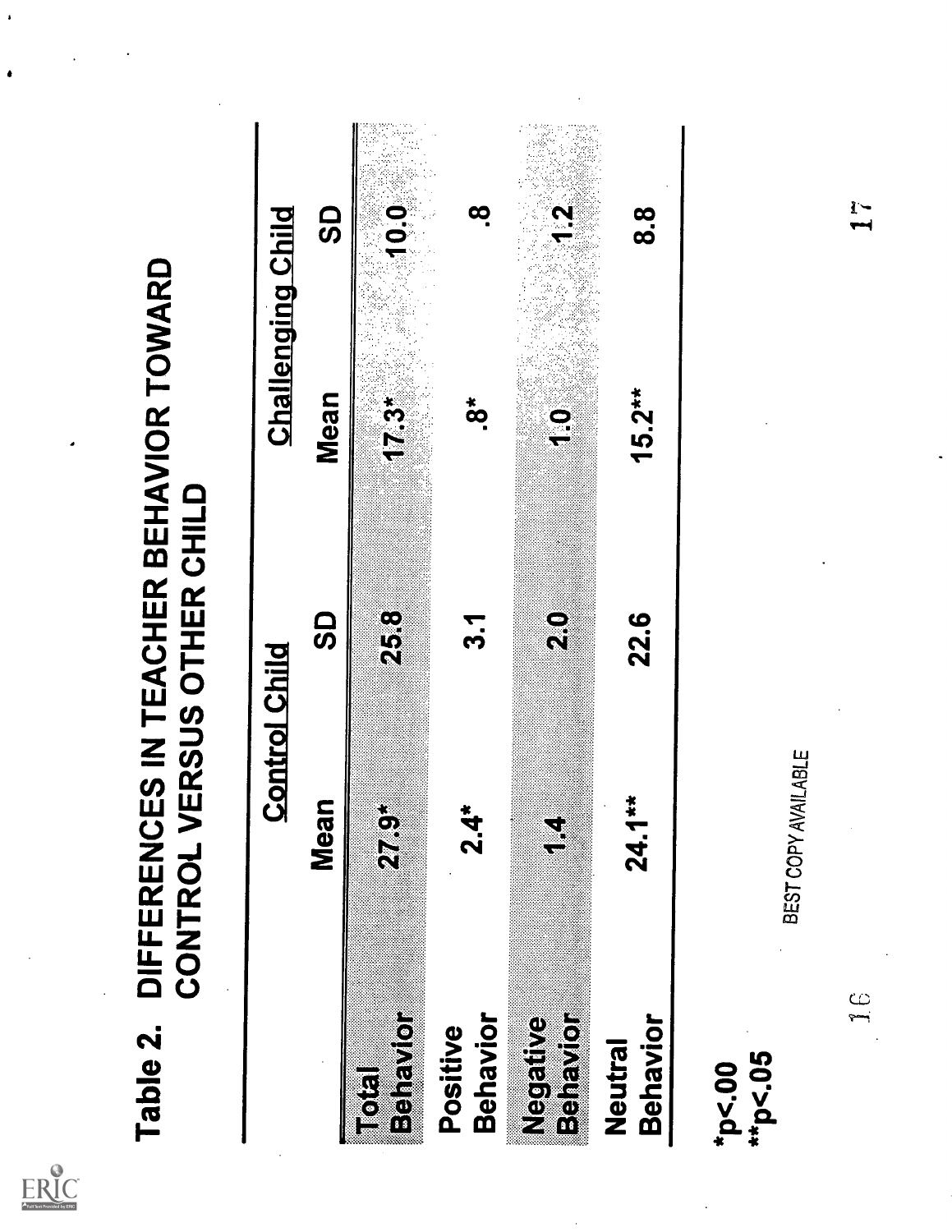**Table 2. DIFFERENCES IN TEACHER BEHAVIOR TOWARD CONTROL VERSUS OTHER CHILD**

| | Control Child | | Challenging Child | |
|---|---|---|---|---|
| | Mean | SD | Mean | SD |
| Total Behavior | 27.9* | 25.8 | 17.3* | 10.0 |
| Positive Behavior | 2.4* | 3.1 | .8* | .8 |
| Negative Behavior | 1.4 | 2.0 | 1.0 | 1.2 |
| Neutral Behavior | 24.1** | 22.6 | 15.2** | 8.8 |

*p<.00
**p<.05

BEST COPY AVAILABLE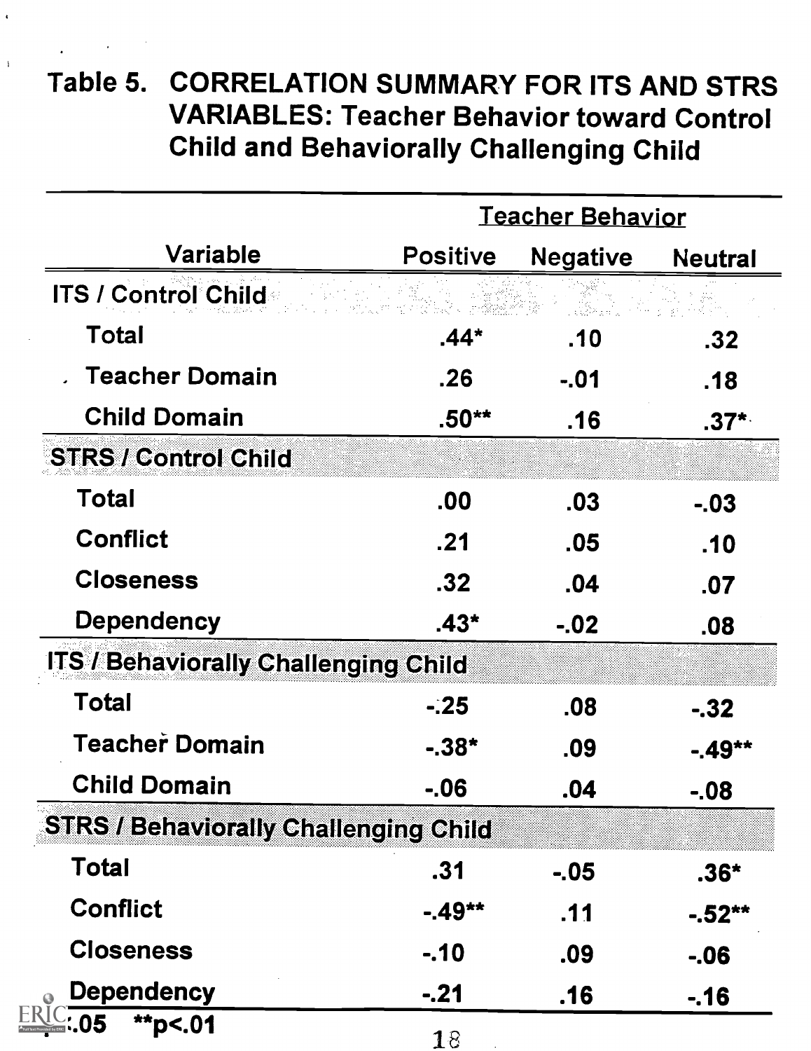# Table 5. CORRELATION SUMMARY FOR ITS AND STRS VARIABLES: Teacher Behavior toward Control Child and Behaviorally Challenging Child

| | Teacher Behavior | | |
|---|---|---|---|
| Variable | Positive | Negative | Neutral |
| **ITS / Control Child** | | | |
| Total | .44* | .10 | .32 |
| Teacher Domain | .26 | -.01 | .18 |
| Child Domain | .50** | .16 | .37* |
| **STRS / Control Child** | | | |
| Total | .00 | .03 | -.03 |
| Conflict | .21 | .05 | .10 |
| Closeness | .32 | .04 | .07 |
| Dependency | .43* | -.02 | .08 |
| **ITS / Behaviorally Challenging Child** | | | |
| Total | -.25 | .08 | -.32 |
| Teacher Domain | -.38* | .09 | -.49** |
| Child Domain | -.06 | .04 | -.08 |
| **STRS / Behaviorally Challenging Child** | | | |
| Total | .31 | -.05 | .36* |
| Conflict | -.49** | .11 | -.52** |
| Closeness | -.10 | .09 | -.06 |
| Dependency | -.21 | .16 | -.16 |

*p<.05 **p<.01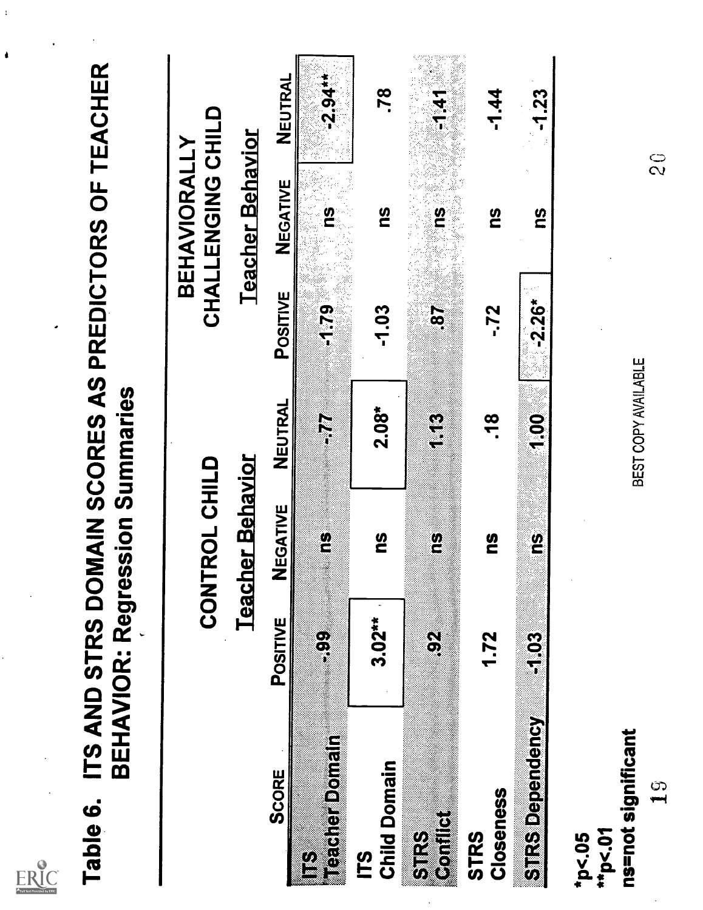# Table 6. ITS AND STRS DOMAIN SCORES AS PREDICTORS OF TEACHER BEHAVIOR: Regression Summaries

| Score | Control Child | | | Behaviorally Challenging Child | | |
|---|---|---|---|---|---|---|
| | Teacher Behavior | | | Teacher Behavior | | |
| | Positive | Negative | Neutral | Positive | Negative | Neutral |
| ITS Teacher Domain | -.99 | ns | -.77 | -1.79 | ns | -2.94** |
| ITS Child Domain | 3.02** | ns | 2.08* | -1.03 | ns | .78 |
| STRS Conflict | .92 | ns | 1.13 | .87 | ns | -1.41 |
| STRS Closeness | 1.72 | ns | .18 | -.72 | ns | -1.44 |
| STRS Dependency | -1.03 | ns | 1.00 | -2.26* | ns | -1.23 |

*p<.05
**p<.01
ns=not significant

BEST COPY AVAILABLE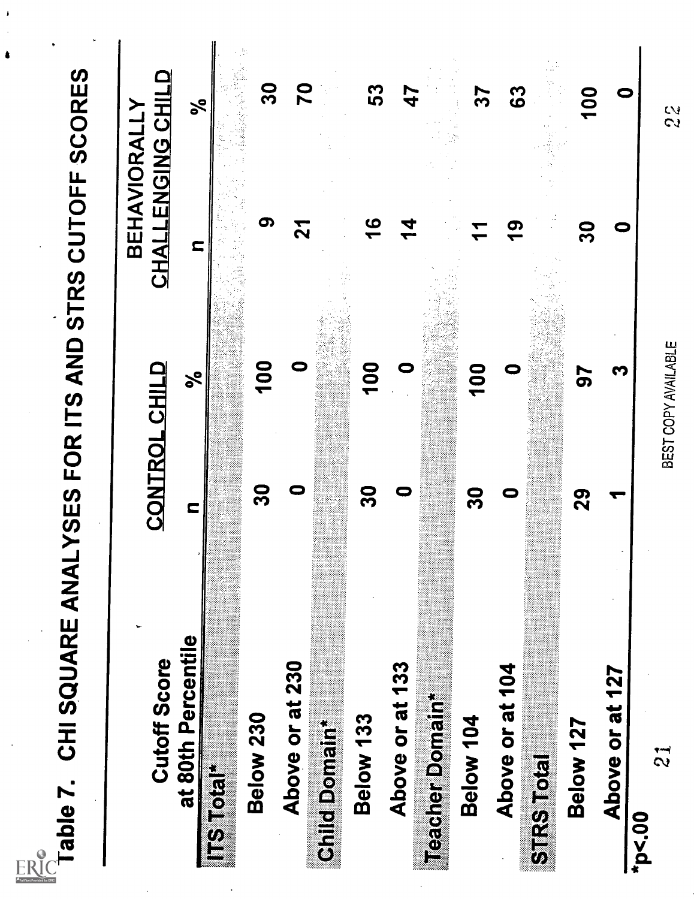# Table 7. CHI SQUARE ANALYSES FOR ITS AND STRS CUTOFF SCORES

| Cutoff Score at 80th Percentile | CONTROL CHILD | | BEHAVIORALLY CHALLENGING CHILD | |
|---|---|---|---|---|
| | n | % | n | % |
| **ITS Total*** | | | | |
| Below 230 | 30 | 100 | 9 | 30 |
| Above or at 230 | 0 | 0 | 21 | 70 |
| **Child Domain*** | | | | |
| Below 133 | 30 | 100 | 16 | 53 |
| Above or at 133 | 0 | 0 | 14 | 47 |
| **Teacher Domain*** | | | | |
| Below 104 | 30 | 100 | 11 | 37 |
| Above or at 104 | 0 | 0 | 19 | 63 |
| **STRS Total** | | | | |
| Below 127 | 29 | 97 | 30 | 100 |
| Above or at 127 | 1 | 3 | 0 | 0 |

*p<.00

BEST COPY AVAILABLE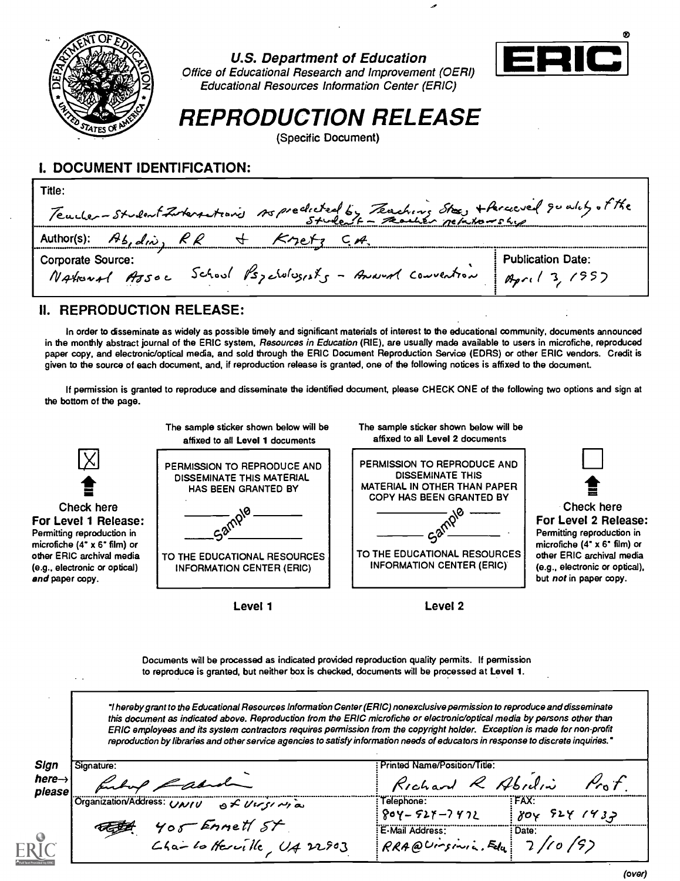U.S. Department of Education
Office of Educational Research and Improvement (OERI)
Educational Resources Information Center (ERIC)

ERIC®

# REPRODUCTION RELEASE

(Specific Document)

## I. DOCUMENT IDENTIFICATION:

Title: Teacher-Student Interactions as predicted by Teaching Stress + Perceived quality of the Student-Teacher relationship

Author(s): Abidin, RR + Kmetz CA.

Corporate Source: National Assoc School Psychologists - Annual Convention

Publication Date: April 3, 1997

## II. REPRODUCTION RELEASE:

In order to disseminate as widely as possible timely and significant materials of interest to the educational community, documents announced in the monthly abstract journal of the ERIC system, *Resources in Education* (RIE), are usually made available to users in microfiche, reproduced paper copy, and electronic/optical media, and sold through the ERIC Document Reproduction Service (EDRS) or other ERIC vendors. Credit is given to the source of each document, and, if reproduction release is granted, one of the following notices is affixed to the document.

If permission is granted to reproduce and disseminate the identified document, please CHECK ONE of the following two options and sign at the bottom of the page.

[X] Check here
**For Level 1 Release:**
Permitting reproduction in microfiche (4" x 6" film) or other ERIC archival media (e.g., electronic or optical) *and* paper copy.

The sample sticker shown below will be affixed to all **Level 1** documents

PERMISSION TO REPRODUCE AND DISSEMINATE THIS MATERIAL HAS BEEN GRANTED BY

Sample

TO THE EDUCATIONAL RESOURCES INFORMATION CENTER (ERIC)

**Level 1**

The sample sticker shown below will be affixed to all **Level 2** documents

PERMISSION TO REPRODUCE AND DISSEMINATE THIS MATERIAL IN OTHER THAN PAPER COPY HAS BEEN GRANTED BY

Sample

TO THE EDUCATIONAL RESOURCES INFORMATION CENTER (ERIC)

**Level 2**

[ ] Check here
**For Level 2 Release:**
Permitting reproduction in microfiche (4" x 6" film) or other ERIC archival media (e.g., electronic or optical), but *not* in paper copy.

Documents will be processed as indicated provided reproduction quality permits. If permission to reproduce is granted, but neither box is checked, documents will be processed at Level 1.

*"I hereby grant to the Educational Resources Information Center (ERIC) nonexclusive permission to reproduce and disseminate this document as indicated above. Reproduction from the ERIC microfiche or electronic/optical media by persons other than ERIC employees and its system contractors requires permission from the copyright holder. Exception is made for non-profit reproduction by libraries and other service agencies to satisfy information needs of educators in response to discrete inquiries."*

**Sign here→ please**

| | |
|---|---|
| Signature: [signature] | Printed Name/Position/Title: Richard R Abidin Prof. |
| Organization/Address: UNIV of Virginia, 405 Emmett St, Charlottesville, VA 22903 | Telephone: 804-924-7472 / FAX: 804 924 1433 |
| | E-Mail Address: RRA@Virginia.Edu / Date: 7/10/97 |

(over)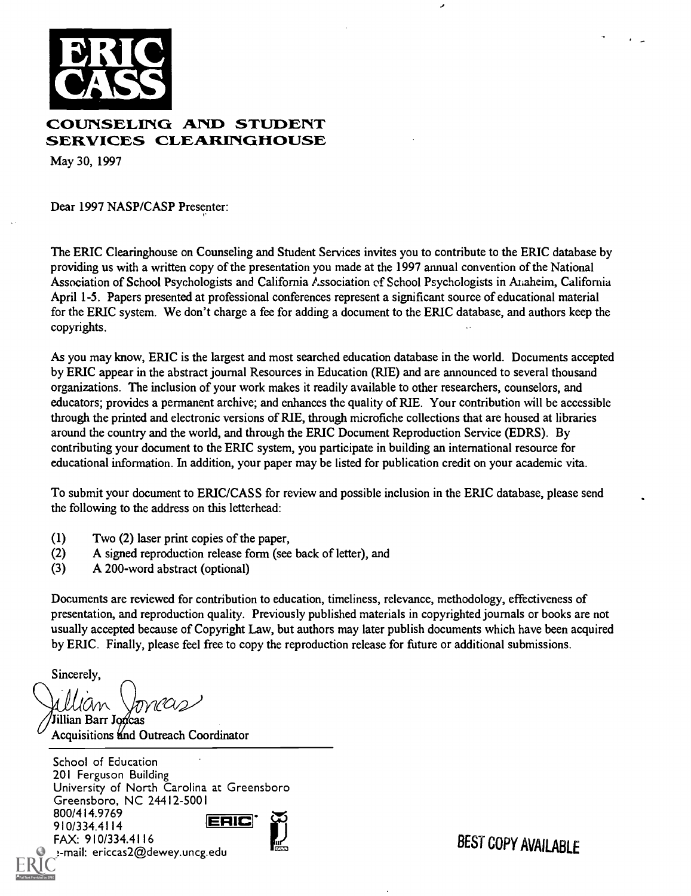**ERIC CASS**

**COUNSELING AND STUDENT SERVICES CLEARINGHOUSE**

May 30, 1997

Dear 1997 NASP/CASP Presenter:

The ERIC Clearinghouse on Counseling and Student Services invites you to contribute to the ERIC database by providing us with a written copy of the presentation you made at the 1997 annual convention of the National Association of School Psychologists and California Association of School Psychologists in Anaheim, California April 1-5. Papers presented at professional conferences represent a significant source of educational material for the ERIC system. We don't charge a fee for adding a document to the ERIC database, and authors keep the copyrights.

As you may know, ERIC is the largest and most searched education database in the world. Documents accepted by ERIC appear in the abstract journal Resources in Education (RIE) and are announced to several thousand organizations. The inclusion of your work makes it readily available to other researchers, counselors, and educators; provides a permanent archive; and enhances the quality of RIE. Your contribution will be accessible through the printed and electronic versions of RIE, through microfiche collections that are housed at libraries around the country and the world, and through the ERIC Document Reproduction Service (EDRS). By contributing your document to the ERIC system, you participate in building an international resource for educational information. In addition, your paper may be listed for publication credit on your academic vita.

To submit your document to ERIC/CASS for review and possible inclusion in the ERIC database, please send the following to the address on this letterhead:

(1) Two (2) laser print copies of the paper,
(2) A signed reproduction release form (see back of letter), and
(3) A 200-word abstract (optional)

Documents are reviewed for contribution to education, timeliness, relevance, methodology, effectiveness of presentation, and reproduction quality. Previously published materials in copyrighted journals or books are not usually accepted because of Copyright Law, but authors may later publish documents which have been acquired by ERIC. Finally, please feel free to copy the reproduction release for future or additional submissions.

Sincerely,

Jillian Barr Joncas
Acquisitions and Outreach Coordinator

School of Education
201 Ferguson Building
University of North Carolina at Greensboro
Greensboro, NC 24412-5001
800/414.9769
910/334.4114
FAX: 910/334.4116
e-mail: ericcas2@dewey.uncg.edu

BEST COPY AVAILABLE